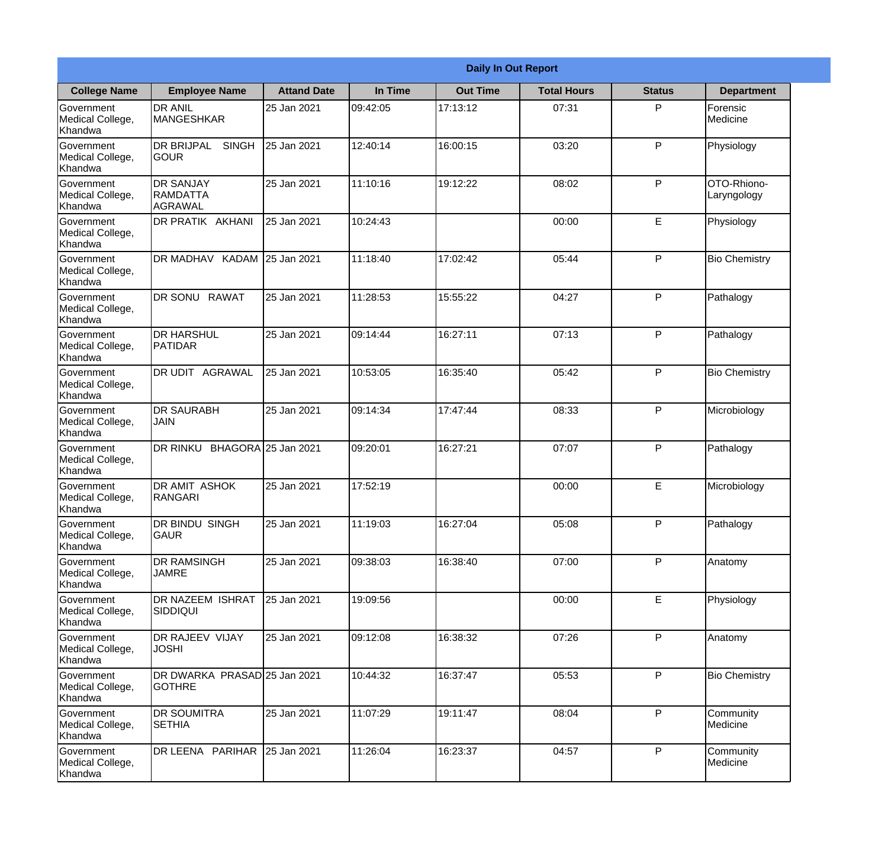| Daily In Out Report | | | | | | | |
|---|---|---|---|---|---|---|---|
| **College Name** | **Employee Name** | **Attand Date** | **In Time** | **Out Time** | **Total Hours** | **Status** | **Department** |
| Government Medical College, Khandwa | DR ANIL MANGESHKAR | 25 Jan 2021 | 09:42:05 | 17:13:12 | 07:31 | P | Forensic Medicine |
| Government Medical College, Khandwa | DR BRIJPAL SINGH GOUR | 25 Jan 2021 | 12:40:14 | 16:00:15 | 03:20 | P | Physiology |
| Government Medical College, Khandwa | DR SANJAY RAMDATTA AGRAWAL | 25 Jan 2021 | 11:10:16 | 19:12:22 | 08:02 | P | OTO-Rhiono-Laryngology |
| Government Medical College, Khandwa | DR PRATIK AKHANI | 25 Jan 2021 | 10:24:43 | | 00:00 | E | Physiology |
| Government Medical College, Khandwa | DR MADHAV KADAM | 25 Jan 2021 | 11:18:40 | 17:02:42 | 05:44 | P | Bio Chemistry |
| Government Medical College, Khandwa | DR SONU RAWAT | 25 Jan 2021 | 11:28:53 | 15:55:22 | 04:27 | P | Pathalogy |
| Government Medical College, Khandwa | DR HARSHUL PATIDAR | 25 Jan 2021 | 09:14:44 | 16:27:11 | 07:13 | P | Pathalogy |
| Government Medical College, Khandwa | DR UDIT AGRAWAL | 25 Jan 2021 | 10:53:05 | 16:35:40 | 05:42 | P | Bio Chemistry |
| Government Medical College, Khandwa | DR SAURABH JAIN | 25 Jan 2021 | 09:14:34 | 17:47:44 | 08:33 | P | Microbiology |
| Government Medical College, Khandwa | DR RINKU BHAGORA | 25 Jan 2021 | 09:20:01 | 16:27:21 | 07:07 | P | Pathalogy |
| Government Medical College, Khandwa | DR AMIT ASHOK RANGARI | 25 Jan 2021 | 17:52:19 | | 00:00 | E | Microbiology |
| Government Medical College, Khandwa | DR BINDU SINGH GAUR | 25 Jan 2021 | 11:19:03 | 16:27:04 | 05:08 | P | Pathalogy |
| Government Medical College, Khandwa | DR RAMSINGH JAMRE | 25 Jan 2021 | 09:38:03 | 16:38:40 | 07:00 | P | Anatomy |
| Government Medical College, Khandwa | DR NAZEEM ISHRAT SIDDIQUI | 25 Jan 2021 | 19:09:56 | | 00:00 | E | Physiology |
| Government Medical College, Khandwa | DR RAJEEV VIJAY JOSHI | 25 Jan 2021 | 09:12:08 | 16:38:32 | 07:26 | P | Anatomy |
| Government Medical College, Khandwa | DR DWARKA PRASAD GOTHRE | 25 Jan 2021 | 10:44:32 | 16:37:47 | 05:53 | P | Bio Chemistry |
| Government Medical College, Khandwa | DR SOUMITRA SETHIA | 25 Jan 2021 | 11:07:29 | 19:11:47 | 08:04 | P | Community Medicine |
| Government Medical College, Khandwa | DR LEENA PARIHAR | 25 Jan 2021 | 11:26:04 | 16:23:37 | 04:57 | P | Community Medicine |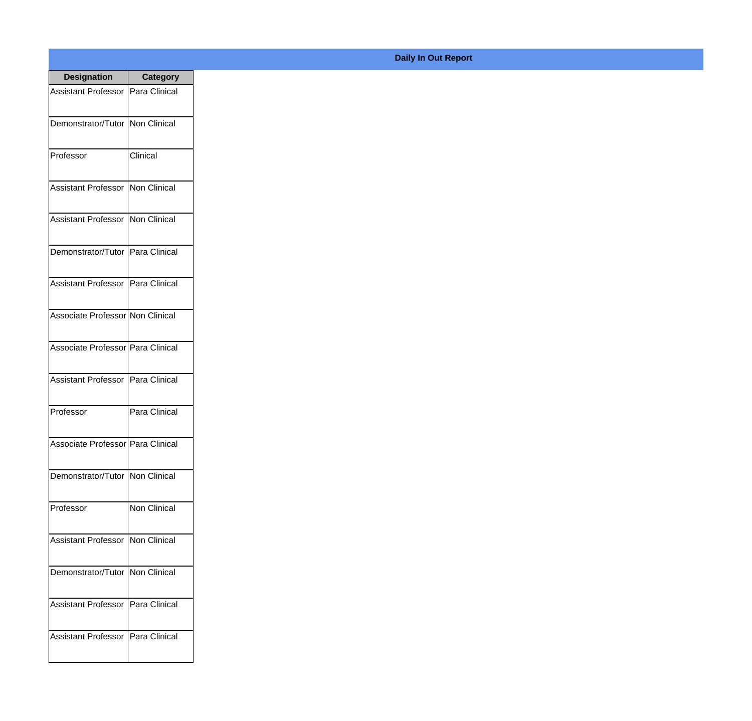**Daily In Out Report**

| Designation | Category |
|---|---|
| Assistant Professor | Para Clinical |
| Demonstrator/Tutor | Non Clinical |
| Professor | Clinical |
| Assistant Professor | Non Clinical |
| Assistant Professor | Non Clinical |
| Demonstrator/Tutor | Para Clinical |
| Assistant Professor | Para Clinical |
| Associate Professor | Non Clinical |
| Associate Professor | Para Clinical |
| Assistant Professor | Para Clinical |
| Professor | Para Clinical |
| Associate Professor | Para Clinical |
| Demonstrator/Tutor | Non Clinical |
| Professor | Non Clinical |
| Assistant Professor | Non Clinical |
| Demonstrator/Tutor | Non Clinical |
| Assistant Professor | Para Clinical |
| Assistant Professor | Para Clinical |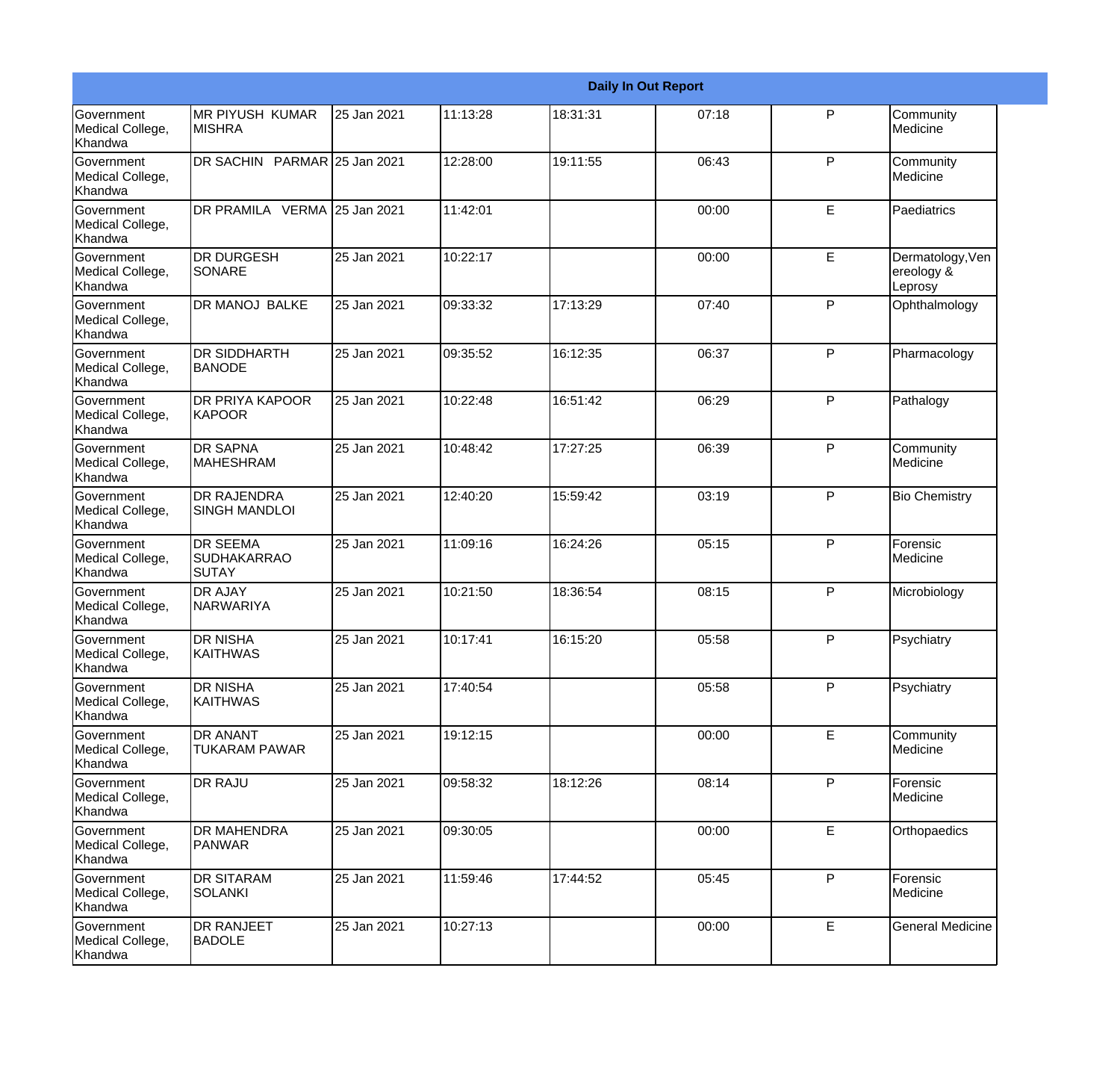| Daily In Out Report | | | | | | | |
|---|---|---|---|---|---|---|---|
| Government Medical College, Khandwa | MR PIYUSH KUMAR MISHRA | 25 Jan 2021 | 11:13:28 | 18:31:31 | 07:18 | P | Community Medicine |
| Government Medical College, Khandwa | DR SACHIN PARMAR | 25 Jan 2021 | 12:28:00 | 19:11:55 | 06:43 | P | Community Medicine |
| Government Medical College, Khandwa | DR PRAMILA VERMA | 25 Jan 2021 | 11:42:01 | | 00:00 | E | Paediatrics |
| Government Medical College, Khandwa | DR DURGESH SONARE | 25 Jan 2021 | 10:22:17 | | 00:00 | E | Dermatology,Venereology & Leprosy |
| Government Medical College, Khandwa | DR MANOJ BALKE | 25 Jan 2021 | 09:33:32 | 17:13:29 | 07:40 | P | Ophthalmology |
| Government Medical College, Khandwa | DR SIDDHARTH BANODE | 25 Jan 2021 | 09:35:52 | 16:12:35 | 06:37 | P | Pharmacology |
| Government Medical College, Khandwa | DR PRIYA KAPOOR KAPOOR | 25 Jan 2021 | 10:22:48 | 16:51:42 | 06:29 | P | Pathalogy |
| Government Medical College, Khandwa | DR SAPNA MAHESHRAM | 25 Jan 2021 | 10:48:42 | 17:27:25 | 06:39 | P | Community Medicine |
| Government Medical College, Khandwa | DR RAJENDRA SINGH MANDLOI | 25 Jan 2021 | 12:40:20 | 15:59:42 | 03:19 | P | Bio Chemistry |
| Government Medical College, Khandwa | DR SEEMA SUDHAKARRAO SUTAY | 25 Jan 2021 | 11:09:16 | 16:24:26 | 05:15 | P | Forensic Medicine |
| Government Medical College, Khandwa | DR AJAY NARWARIYA | 25 Jan 2021 | 10:21:50 | 18:36:54 | 08:15 | P | Microbiology |
| Government Medical College, Khandwa | DR NISHA KAITHWAS | 25 Jan 2021 | 10:17:41 | 16:15:20 | 05:58 | P | Psychiatry |
| Government Medical College, Khandwa | DR NISHA KAITHWAS | 25 Jan 2021 | 17:40:54 | | 05:58 | P | Psychiatry |
| Government Medical College, Khandwa | DR ANANT TUKARAM PAWAR | 25 Jan 2021 | 19:12:15 | | 00:00 | E | Community Medicine |
| Government Medical College, Khandwa | DR RAJU | 25 Jan 2021 | 09:58:32 | 18:12:26 | 08:14 | P | Forensic Medicine |
| Government Medical College, Khandwa | DR MAHENDRA PANWAR | 25 Jan 2021 | 09:30:05 | | 00:00 | E | Orthopaedics |
| Government Medical College, Khandwa | DR SITARAM SOLANKI | 25 Jan 2021 | 11:59:46 | 17:44:52 | 05:45 | P | Forensic Medicine |
| Government Medical College, Khandwa | DR RANJEET BADOLE | 25 Jan 2021 | 10:27:13 | | 00:00 | E | General Medicine |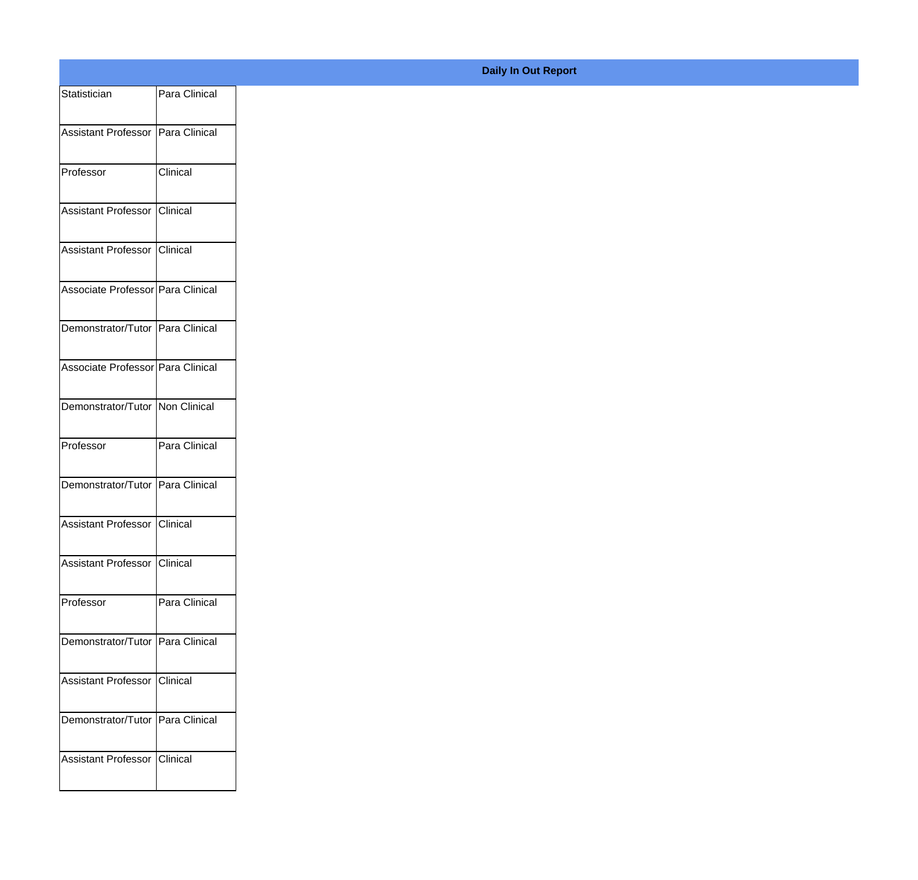**Daily In Out Report**

| | |
|---|---|
| Statistician | Para Clinical |
| Assistant Professor | Para Clinical |
| Professor | Clinical |
| Assistant Professor | Clinical |
| Assistant Professor | Clinical |
| Associate Professor | Para Clinical |
| Demonstrator/Tutor | Para Clinical |
| Associate Professor | Para Clinical |
| Demonstrator/Tutor | Non Clinical |
| Professor | Para Clinical |
| Demonstrator/Tutor | Para Clinical |
| Assistant Professor | Clinical |
| Assistant Professor | Clinical |
| Professor | Para Clinical |
| Demonstrator/Tutor | Para Clinical |
| Assistant Professor | Clinical |
| Demonstrator/Tutor | Para Clinical |
| Assistant Professor | Clinical |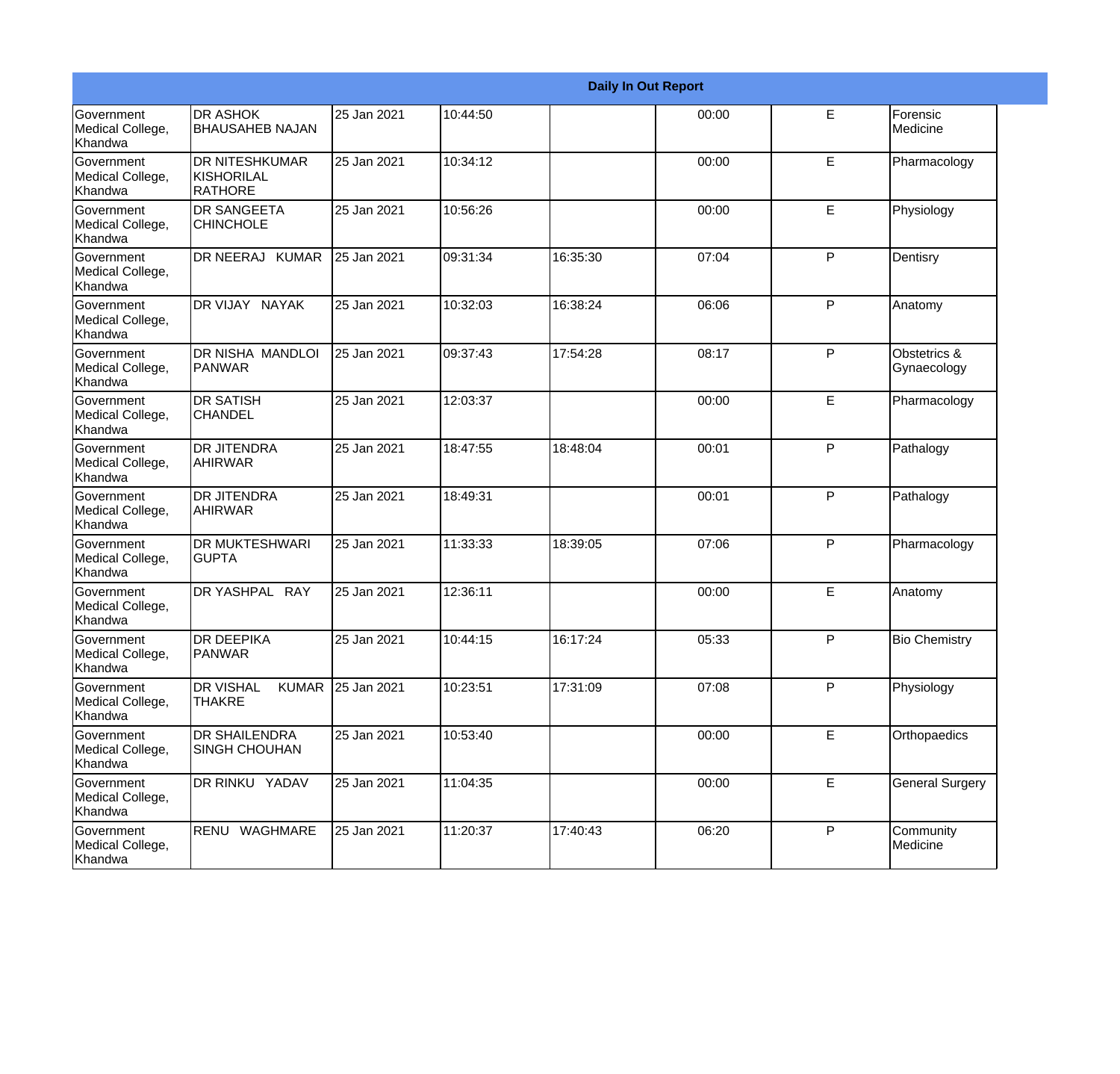| Daily In Out Report | | | | | | | |
|---|---|---|---|---|---|---|---|
| Government Medical College, Khandwa | DR ASHOK BHAUSAHEB NAJAN | 25 Jan 2021 | 10:44:50 | | 00:00 | E | Forensic Medicine |
| Government Medical College, Khandwa | DR NITESHKUMAR KISHORILAL RATHORE | 25 Jan 2021 | 10:34:12 | | 00:00 | E | Pharmacology |
| Government Medical College, Khandwa | DR SANGEETA CHINCHOLE | 25 Jan 2021 | 10:56:26 | | 00:00 | E | Physiology |
| Government Medical College, Khandwa | DR NEERAJ KUMAR | 25 Jan 2021 | 09:31:34 | 16:35:30 | 07:04 | P | Dentisry |
| Government Medical College, Khandwa | DR VIJAY NAYAK | 25 Jan 2021 | 10:32:03 | 16:38:24 | 06:06 | P | Anatomy |
| Government Medical College, Khandwa | DR NISHA MANDLOI PANWAR | 25 Jan 2021 | 09:37:43 | 17:54:28 | 08:17 | P | Obstetrics & Gynaecology |
| Government Medical College, Khandwa | DR SATISH CHANDEL | 25 Jan 2021 | 12:03:37 | | 00:00 | E | Pharmacology |
| Government Medical College, Khandwa | DR JITENDRA AHIRWAR | 25 Jan 2021 | 18:47:55 | 18:48:04 | 00:01 | P | Pathalogy |
| Government Medical College, Khandwa | DR JITENDRA AHIRWAR | 25 Jan 2021 | 18:49:31 | | 00:01 | P | Pathalogy |
| Government Medical College, Khandwa | DR MUKTESHWARI GUPTA | 25 Jan 2021 | 11:33:33 | 18:39:05 | 07:06 | P | Pharmacology |
| Government Medical College, Khandwa | DR YASHPAL RAY | 25 Jan 2021 | 12:36:11 | | 00:00 | E | Anatomy |
| Government Medical College, Khandwa | DR DEEPIKA PANWAR | 25 Jan 2021 | 10:44:15 | 16:17:24 | 05:33 | P | Bio Chemistry |
| Government Medical College, Khandwa | DR VISHAL KUMAR THAKRE | 25 Jan 2021 | 10:23:51 | 17:31:09 | 07:08 | P | Physiology |
| Government Medical College, Khandwa | DR SHAILENDRA SINGH CHOUHAN | 25 Jan 2021 | 10:53:40 | | 00:00 | E | Orthopaedics |
| Government Medical College, Khandwa | DR RINKU YADAV | 25 Jan 2021 | 11:04:35 | | 00:00 | E | General Surgery |
| Government Medical College, Khandwa | RENU WAGHMARE | 25 Jan 2021 | 11:20:37 | 17:40:43 | 06:20 | P | Community Medicine |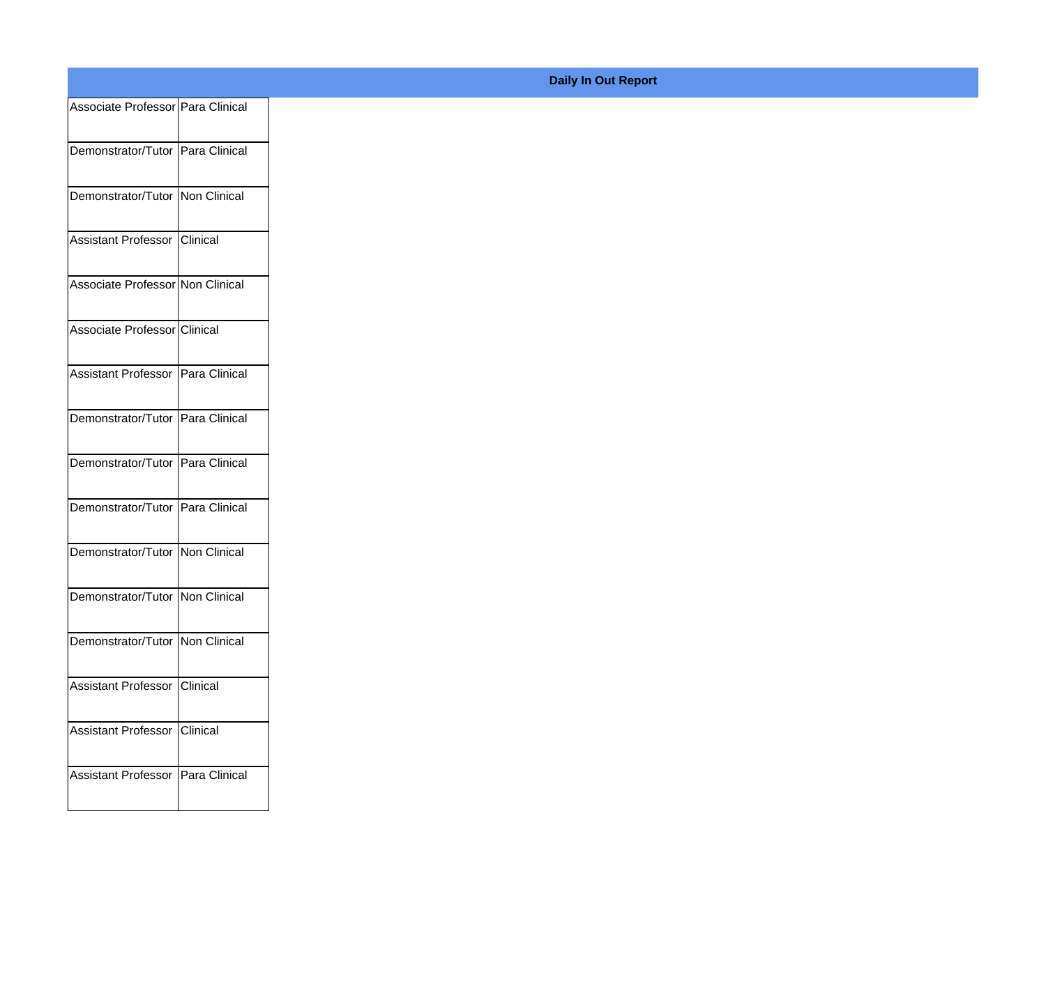**Daily In Out Report**

| | |
|---|---|
| Associate Professor | Para Clinical |
| Demonstrator/Tutor | Para Clinical |
| Demonstrator/Tutor | Non Clinical |
| Assistant Professor | Clinical |
| Associate Professor | Non Clinical |
| Associate Professor | Clinical |
| Assistant Professor | Para Clinical |
| Demonstrator/Tutor | Para Clinical |
| Demonstrator/Tutor | Para Clinical |
| Demonstrator/Tutor | Para Clinical |
| Demonstrator/Tutor | Non Clinical |
| Demonstrator/Tutor | Non Clinical |
| Demonstrator/Tutor | Non Clinical |
| Assistant Professor | Clinical |
| Assistant Professor | Clinical |
| Assistant Professor | Para Clinical |